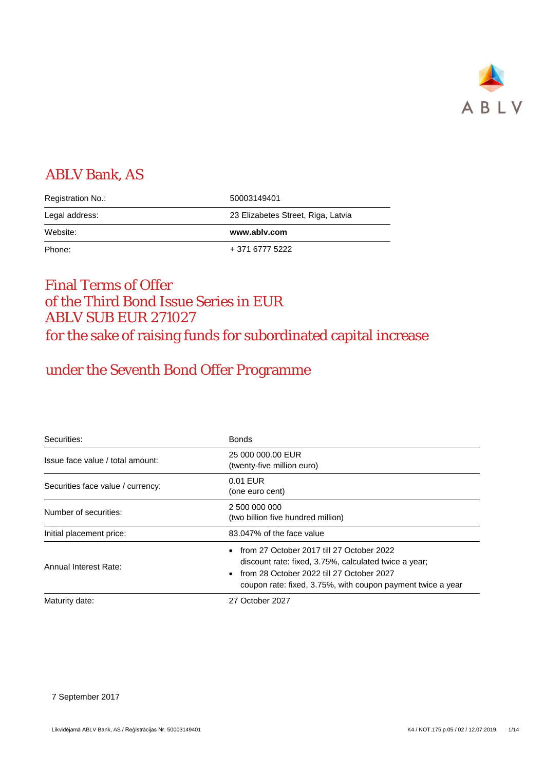# ABLV Bank, AS

| | |
|---|---|
| Registration No.: | 50003149401 |
| Legal address: | 23 Elizabetes Street, Riga, Latvia |
| Website: | **www.ablv.com** |
| Phone: | + 371 6777 5222 |

# Final Terms of Offer of the Third Bond Issue Series in EUR ABLV SUB EUR 271027 for the sake of raising funds for subordinated capital increase

## under the Seventh Bond Offer Programme

| | |
|---|---|
| Securities: | Bonds |
| Issue face value / total amount: | 25 000 000.00 EUR (twenty-five million euro) |
| Securities face value / currency: | 0.01 EUR (one euro cent) |
| Number of securities: | 2 500 000 000 (two billion five hundred million) |
| Initial placement price: | 83.047% of the face value |
| Annual Interest Rate: | • from 27 October 2017 till 27 October 2022 discount rate: fixed, 3.75%, calculated twice a year; • from 28 October 2022 till 27 October 2027 coupon rate: fixed, 3.75%, with coupon payment twice a year |
| Maturity date: | 27 October 2027 |

7 September 2017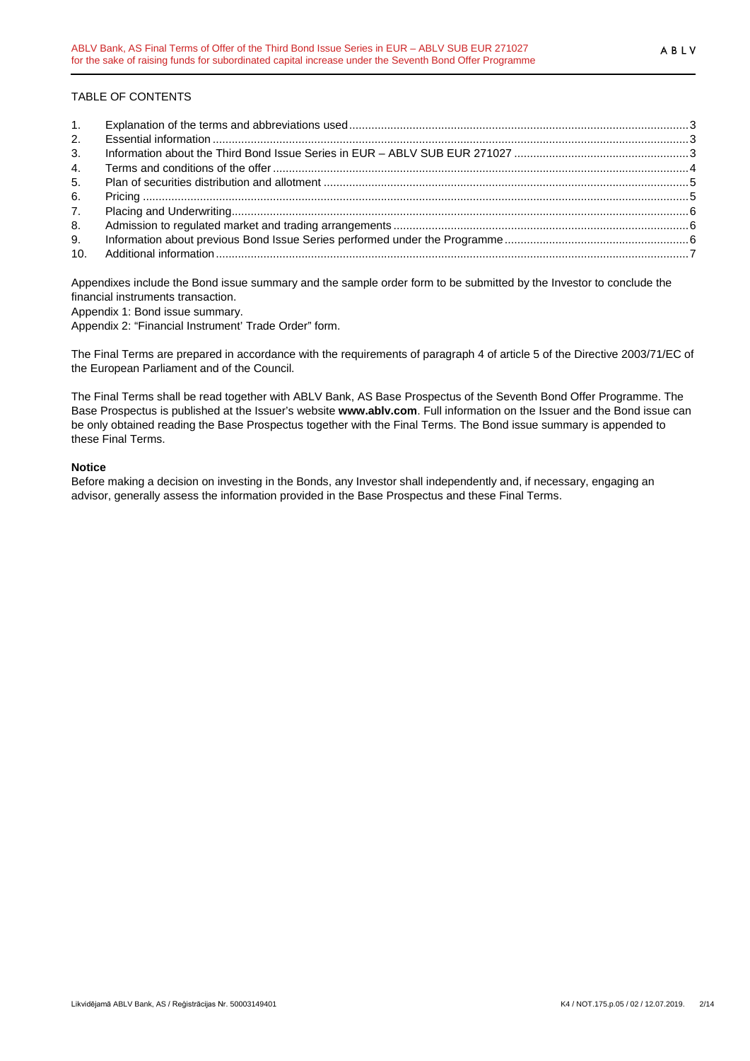TABLE OF CONTENTS

| | | |
|---|---|---|
| 1. | Explanation of the terms and abbreviations used | 3 |
| 2. | Essential information | 3 |
| 3. | Information about the Third Bond Issue Series in EUR – ABLV SUB EUR 271027 | 3 |
| 4. | Terms and conditions of the offer | 4 |
| 5. | Plan of securities distribution and allotment | 5 |
| 6. | Pricing | 5 |
| 7. | Placing and Underwriting | 6 |
| 8. | Admission to regulated market and trading arrangements | 6 |
| 9. | Information about previous Bond Issue Series performed under the Programme | 6 |
| 10. | Additional information | 7 |

Appendixes include the Bond issue summary and the sample order form to be submitted by the Investor to conclude the financial instruments transaction.

Appendix 1: Bond issue summary.

Appendix 2: "Financial Instrument' Trade Order" form.

The Final Terms are prepared in accordance with the requirements of paragraph 4 of article 5 of the Directive 2003/71/EC of the European Parliament and of the Council.

The Final Terms shall be read together with ABLV Bank, AS Base Prospectus of the Seventh Bond Offer Programme. The Base Prospectus is published at the Issuer's website **www.ablv.com**. Full information on the Issuer and the Bond issue can be only obtained reading the Base Prospectus together with the Final Terms. The Bond issue summary is appended to these Final Terms.

**Notice**

Before making a decision on investing in the Bonds, any Investor shall independently and, if necessary, engaging an advisor, generally assess the information provided in the Base Prospectus and these Final Terms.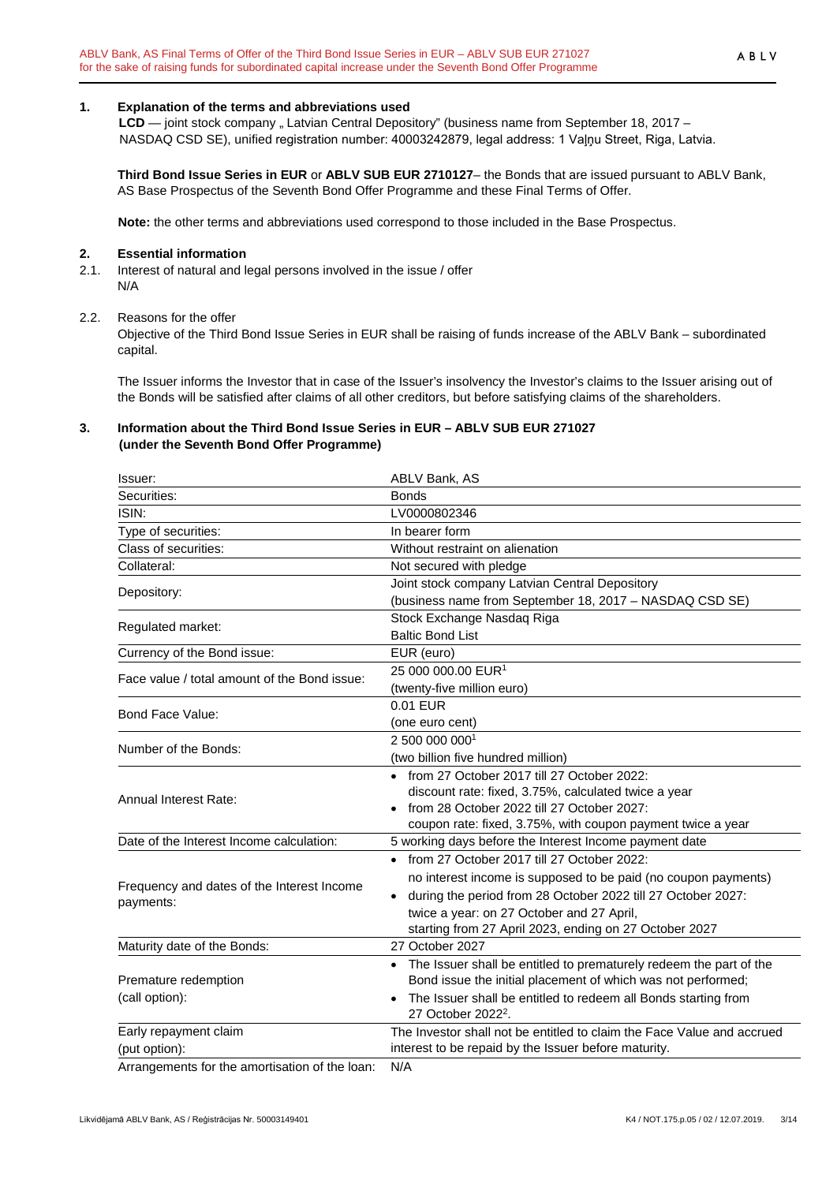## 1. Explanation of the terms and abbreviations used

**LCD** — joint stock company „ Latvian Central Depository" (business name from September 18, 2017 – NASDAQ CSD SE), unified registration number: 40003242879, legal address: 1 Vaļņu Street, Riga, Latvia.

**Third Bond Issue Series in EUR** or **ABLV SUB EUR 2710127**– the Bonds that are issued pursuant to ABLV Bank, AS Base Prospectus of the Seventh Bond Offer Programme and these Final Terms of Offer.

**Note:** the other terms and abbreviations used correspond to those included in the Base Prospectus.

## 2. Essential information

2.1. Interest of natural and legal persons involved in the issue / offer
N/A

2.2. Reasons for the offer
Objective of the Third Bond Issue Series in EUR shall be raising of funds increase of the ABLV Bank – subordinated capital.

The Issuer informs the Investor that in case of the Issuer's insolvency the Investor's claims to the Issuer arising out of the Bonds will be satisfied after claims of all other creditors, but before satisfying claims of the shareholders.

## 3. Information about the Third Bond Issue Series in EUR – ABLV SUB EUR 271027 (under the Seventh Bond Offer Programme)

| | |
|---|---|
| Issuer: | ABLV Bank, AS |
| Securities: | Bonds |
| ISIN: | LV0000802346 |
| Type of securities: | In bearer form |
| Class of securities: | Without restraint on alienation |
| Collateral: | Not secured with pledge |
| Depository: | Joint stock company Latvian Central Depository (business name from September 18, 2017 – NASDAQ CSD SE) |
| Regulated market: | Stock Exchange Nasdaq Riga Baltic Bond List |
| Currency of the Bond issue: | EUR (euro) |
| Face value / total amount of the Bond issue: | 25 000 000.00 EUR[1] (twenty-five million euro) |
| Bond Face Value: | 0.01 EUR (one euro cent) |
| Number of the Bonds: | 2 500 000 000[1] (two billion five hundred million) |
| Annual Interest Rate: | • from 27 October 2017 till 27 October 2022: discount rate: fixed, 3.75%, calculated twice a year<br>• from 28 October 2022 till 27 October 2027: coupon rate: fixed, 3.75%, with coupon payment twice a year |
| Date of the Interest Income calculation: | 5 working days before the Interest Income payment date |
| Frequency and dates of the Interest Income payments: | • from 27 October 2017 till 27 October 2022: no interest income is supposed to be paid (no coupon payments)<br>• during the period from 28 October 2022 till 27 October 2027: twice a year: on 27 October and 27 April, starting from 27 April 2023, ending on 27 October 2027 |
| Maturity date of the Bonds: | 27 October 2027 |
| Premature redemption (call option): | • The Issuer shall be entitled to prematurely redeem the part of the Bond issue the initial placement of which was not performed;<br>• The Issuer shall be entitled to redeem all Bonds starting from 27 October 2022[2]. |
| Early repayment claim (put option): | The Investor shall not be entitled to claim the Face Value and accrued interest to be repaid by the Issuer before maturity. |
| Arrangements for the amortisation of the loan: | N/A |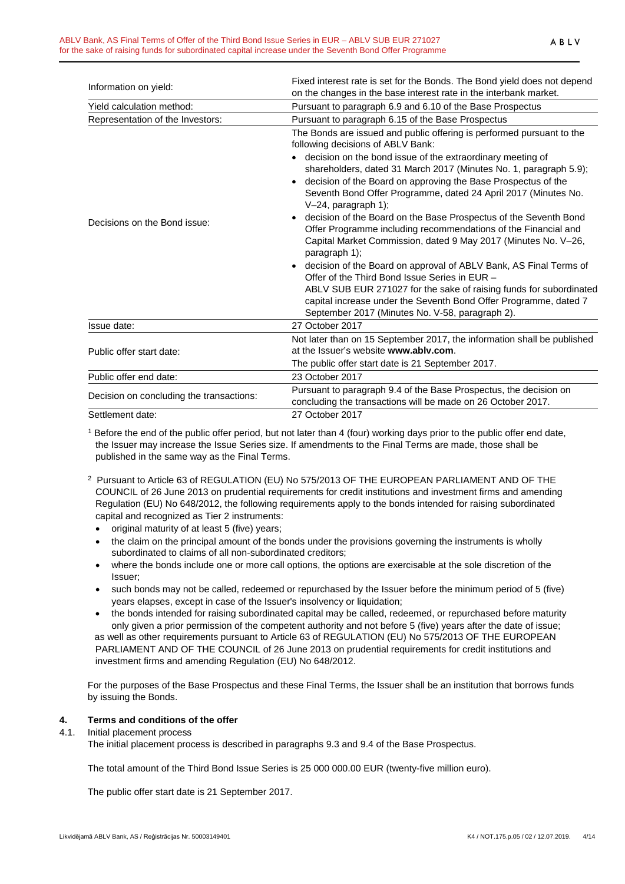| | |
|---|---|
| Information on yield: | Fixed interest rate is set for the Bonds. The Bond yield does not depend on the changes in the base interest rate in the interbank market. |
| Yield calculation method: | Pursuant to paragraph 6.9 and 6.10 of the Base Prospectus |
| Representation of the Investors: | Pursuant to paragraph 6.15 of the Base Prospectus |
| Decisions on the Bond issue: | The Bonds are issued and public offering is performed pursuant to the following decisions of ABLV Bank:<br>• decision on the bond issue of the extraordinary meeting of shareholders, dated 31 March 2017 (Minutes No. 1, paragraph 5.9);<br>• decision of the Board on approving the Base Prospectus of the Seventh Bond Offer Programme, dated 24 April 2017 (Minutes No. V–24, paragraph 1);<br>• decision of the Board on the Base Prospectus of the Seventh Bond Offer Programme including recommendations of the Financial and Capital Market Commission, dated 9 May 2017 (Minutes No. V–26, paragraph 1);<br>• decision of the Board on approval of ABLV Bank, AS Final Terms of Offer of the Third Bond Issue Series in EUR – ABLV SUB EUR 271027 for the sake of raising funds for subordinated capital increase under the Seventh Bond Offer Programme, dated 7 September 2017 (Minutes No. V-58, paragraph 2). |
| Issue date: | 27 October 2017 |
| Public offer start date: | Not later than on 15 September 2017, the information shall be published at the Issuer's website **www.ablv.com**.<br>The public offer start date is 21 September 2017. |
| Public offer end date: | 23 October 2017 |
| Decision on concluding the transactions: | Pursuant to paragraph 9.4 of the Base Prospectus, the decision on concluding the transactions will be made on 26 October 2017. |
| Settlement date: | 27 October 2017 |

[1] Before the end of the public offer period, but not later than 4 (four) working days prior to the public offer end date, the Issuer may increase the Issue Series size. If amendments to the Final Terms are made, those shall be published in the same way as the Final Terms.

[2] Pursuant to Article 63 of REGULATION (EU) No 575/2013 OF THE EUROPEAN PARLIAMENT AND OF THE COUNCIL of 26 June 2013 on prudential requirements for credit institutions and investment firms and amending Regulation (EU) No 648/2012, the following requirements apply to the bonds intended for raising subordinated capital and recognized as Tier 2 instruments:

- original maturity of at least 5 (five) years;
- the claim on the principal amount of the bonds under the provisions governing the instruments is wholly subordinated to claims of all non-subordinated creditors;
- where the bonds include one or more call options, the options are exercisable at the sole discretion of the Issuer;
- such bonds may not be called, redeemed or repurchased by the Issuer before the minimum period of 5 (five) years elapses, except in case of the Issuer's insolvency or liquidation;
- the bonds intended for raising subordinated capital may be called, redeemed, or repurchased before maturity only given a prior permission of the competent authority and not before 5 (five) years after the date of issue;

as well as other requirements pursuant to Article 63 of REGULATION (EU) No 575/2013 OF THE EUROPEAN PARLIAMENT AND OF THE COUNCIL of 26 June 2013 on prudential requirements for credit institutions and investment firms and amending Regulation (EU) No 648/2012.

For the purposes of the Base Prospectus and these Final Terms, the Issuer shall be an institution that borrows funds by issuing the Bonds.

## 4. Terms and conditions of the offer

4.1. Initial placement process

The initial placement process is described in paragraphs 9.3 and 9.4 of the Base Prospectus.

The total amount of the Third Bond Issue Series is 25 000 000.00 EUR (twenty-five million euro).

The public offer start date is 21 September 2017.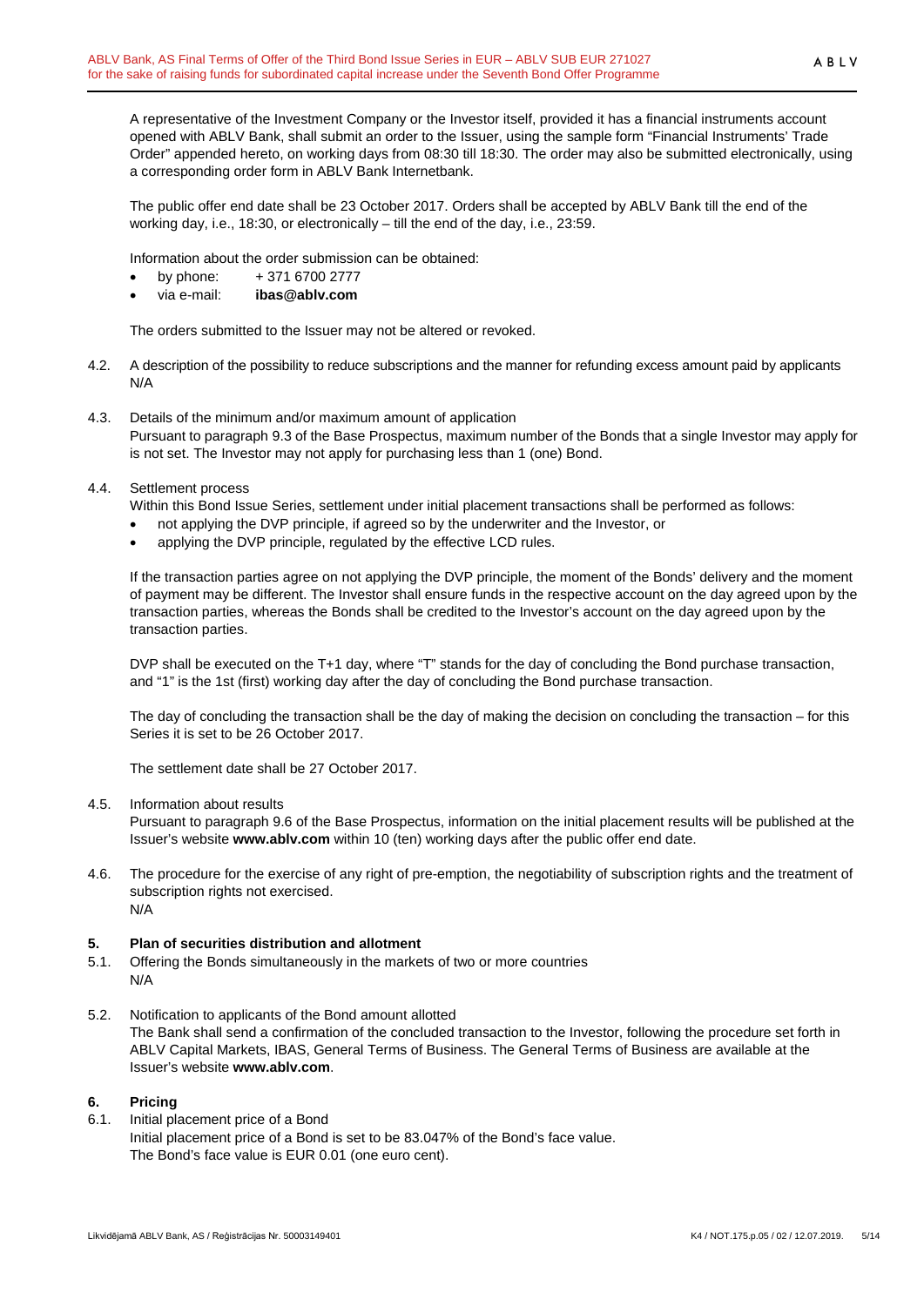A representative of the Investment Company or the Investor itself, provided it has a financial instruments account opened with ABLV Bank, shall submit an order to the Issuer, using the sample form "Financial Instruments' Trade Order" appended hereto, on working days from 08:30 till 18:30. The order may also be submitted electronically, using a corresponding order form in ABLV Bank Internetbank.

The public offer end date shall be 23 October 2017. Orders shall be accepted by ABLV Bank till the end of the working day, i.e., 18:30, or electronically – till the end of the day, i.e., 23:59.

Information about the order submission can be obtained:

- by phone: + 371 6700 2777
- via e-mail: **ibas@ablv.com**

The orders submitted to the Issuer may not be altered or revoked.

4.2. A description of the possibility to reduce subscriptions and the manner for refunding excess amount paid by applicants
N/A

4.3. Details of the minimum and/or maximum amount of application
Pursuant to paragraph 9.3 of the Base Prospectus, maximum number of the Bonds that a single Investor may apply for is not set. The Investor may not apply for purchasing less than 1 (one) Bond.

4.4. Settlement process
Within this Bond Issue Series, settlement under initial placement transactions shall be performed as follows:

- not applying the DVP principle, if agreed so by the underwriter and the Investor, or
- applying the DVP principle, regulated by the effective LCD rules.

If the transaction parties agree on not applying the DVP principle, the moment of the Bonds' delivery and the moment of payment may be different. The Investor shall ensure funds in the respective account on the day agreed upon by the transaction parties, whereas the Bonds shall be credited to the Investor's account on the day agreed upon by the transaction parties.

DVP shall be executed on the T+1 day, where "T" stands for the day of concluding the Bond purchase transaction, and "1" is the 1st (first) working day after the day of concluding the Bond purchase transaction.

The day of concluding the transaction shall be the day of making the decision on concluding the transaction – for this Series it is set to be 26 October 2017.

The settlement date shall be 27 October 2017.

4.5. Information about results
Pursuant to paragraph 9.6 of the Base Prospectus, information on the initial placement results will be published at the Issuer's website **www.ablv.com** within 10 (ten) working days after the public offer end date.

4.6. The procedure for the exercise of any right of pre-emption, the negotiability of subscription rights and the treatment of subscription rights not exercised.
N/A

## 5. Plan of securities distribution and allotment

5.1. Offering the Bonds simultaneously in the markets of two or more countries
N/A

5.2. Notification to applicants of the Bond amount allotted
The Bank shall send a confirmation of the concluded transaction to the Investor, following the procedure set forth in ABLV Capital Markets, IBAS, General Terms of Business. The General Terms of Business are available at the Issuer's website **www.ablv.com**.

## 6. Pricing

6.1. Initial placement price of a Bond
Initial placement price of a Bond is set to be 83.047% of the Bond's face value.
The Bond's face value is EUR 0.01 (one euro cent).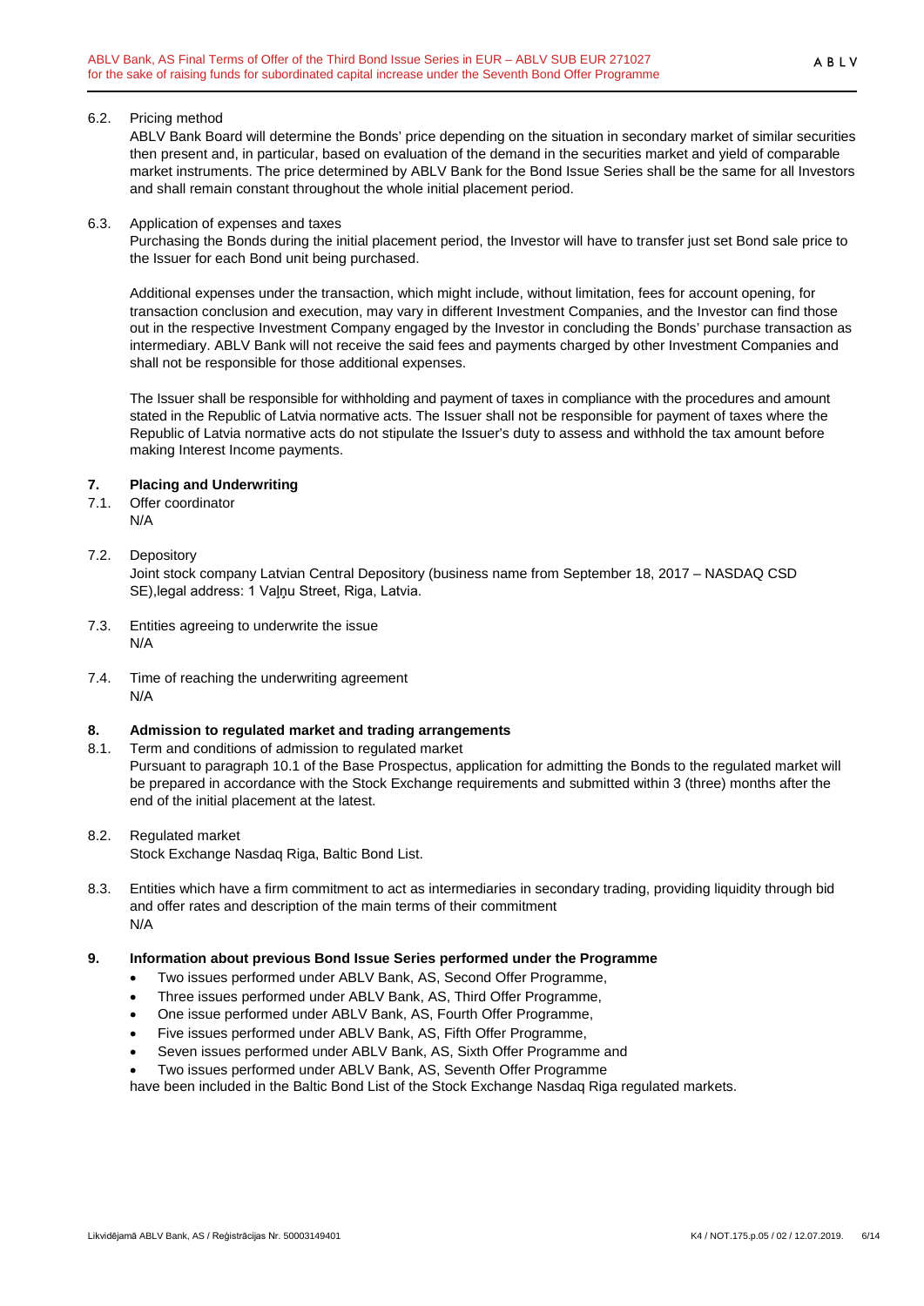6.2. Pricing method

ABLV Bank Board will determine the Bonds' price depending on the situation in secondary market of similar securities then present and, in particular, based on evaluation of the demand in the securities market and yield of comparable market instruments. The price determined by ABLV Bank for the Bond Issue Series shall be the same for all Investors and shall remain constant throughout the whole initial placement period.

6.3. Application of expenses and taxes

Purchasing the Bonds during the initial placement period, the Investor will have to transfer just set Bond sale price to the Issuer for each Bond unit being purchased.

Additional expenses under the transaction, which might include, without limitation, fees for account opening, for transaction conclusion and execution, may vary in different Investment Companies, and the Investor can find those out in the respective Investment Company engaged by the Investor in concluding the Bonds' purchase transaction as intermediary. ABLV Bank will not receive the said fees and payments charged by other Investment Companies and shall not be responsible for those additional expenses.

The Issuer shall be responsible for withholding and payment of taxes in compliance with the procedures and amount stated in the Republic of Latvia normative acts. The Issuer shall not be responsible for payment of taxes where the Republic of Latvia normative acts do not stipulate the Issuer's duty to assess and withhold the tax amount before making Interest Income payments.

## 7. Placing and Underwriting

7.1. Offer coordinator

N/A

7.2. Depository

Joint stock company Latvian Central Depository (business name from September 18, 2017 – NASDAQ CSD SE),legal address: 1 Vaļņu Street, Riga, Latvia.

7.3. Entities agreeing to underwrite the issue

N/A

7.4. Time of reaching the underwriting agreement

N/A

## 8. Admission to regulated market and trading arrangements

8.1. Term and conditions of admission to regulated market

Pursuant to paragraph 10.1 of the Base Prospectus, application for admitting the Bonds to the regulated market will be prepared in accordance with the Stock Exchange requirements and submitted within 3 (three) months after the end of the initial placement at the latest.

8.2. Regulated market

Stock Exchange Nasdaq Riga, Baltic Bond List.

8.3. Entities which have a firm commitment to act as intermediaries in secondary trading, providing liquidity through bid and offer rates and description of the main terms of their commitment

N/A

## 9. Information about previous Bond Issue Series performed under the Programme

- Two issues performed under ABLV Bank, AS, Second Offer Programme,
- Three issues performed under ABLV Bank, AS, Third Offer Programme,
- One issue performed under ABLV Bank, AS, Fourth Offer Programme,
- Five issues performed under ABLV Bank, AS, Fifth Offer Programme,
- Seven issues performed under ABLV Bank, AS, Sixth Offer Programme and
- Two issues performed under ABLV Bank, AS, Seventh Offer Programme

have been included in the Baltic Bond List of the Stock Exchange Nasdaq Riga regulated markets.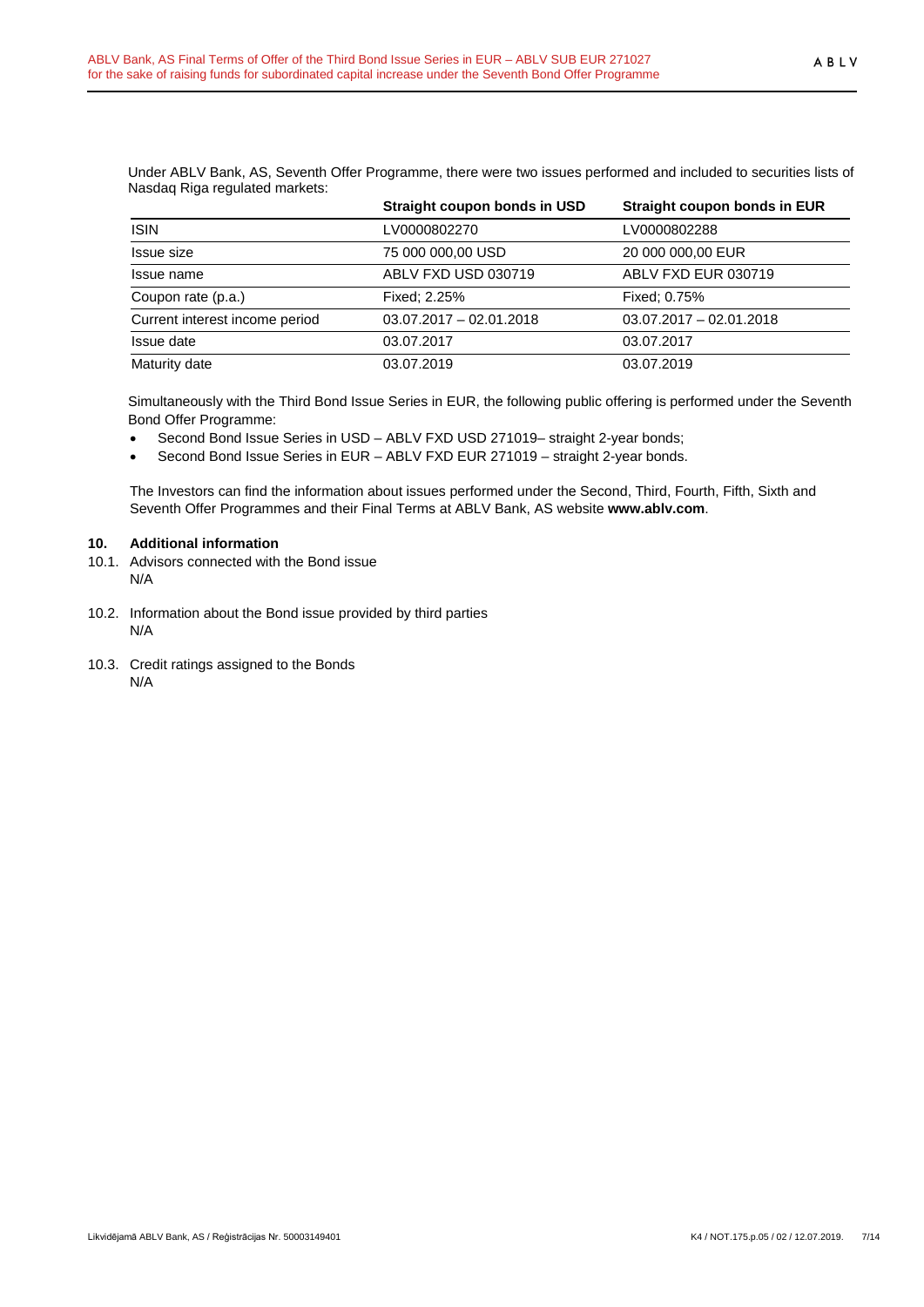Under ABLV Bank, AS, Seventh Offer Programme, there were two issues performed and included to securities lists of Nasdaq Riga regulated markets:

| | Straight coupon bonds in USD | Straight coupon bonds in EUR |
|---|---|---|
| ISIN | LV0000802270 | LV0000802288 |
| Issue size | 75 000 000,00 USD | 20 000 000,00 EUR |
| Issue name | ABLV FXD USD 030719 | ABLV FXD EUR 030719 |
| Coupon rate (p.a.) | Fixed; 2.25% | Fixed; 0.75% |
| Current interest income period | 03.07.2017 – 02.01.2018 | 03.07.2017 – 02.01.2018 |
| Issue date | 03.07.2017 | 03.07.2017 |
| Maturity date | 03.07.2019 | 03.07.2019 |

Simultaneously with the Third Bond Issue Series in EUR, the following public offering is performed under the Seventh Bond Offer Programme:

- Second Bond Issue Series in USD – ABLV FXD USD 271019– straight 2-year bonds;
- Second Bond Issue Series in EUR – ABLV FXD EUR 271019 – straight 2-year bonds.

The Investors can find the information about issues performed under the Second, Third, Fourth, Fifth, Sixth and Seventh Offer Programmes and their Final Terms at ABLV Bank, AS website **www.ablv.com**.

## 10. Additional information

10.1. Advisors connected with the Bond issue

N/A

10.2. Information about the Bond issue provided by third parties

N/A

10.3. Credit ratings assigned to the Bonds

N/A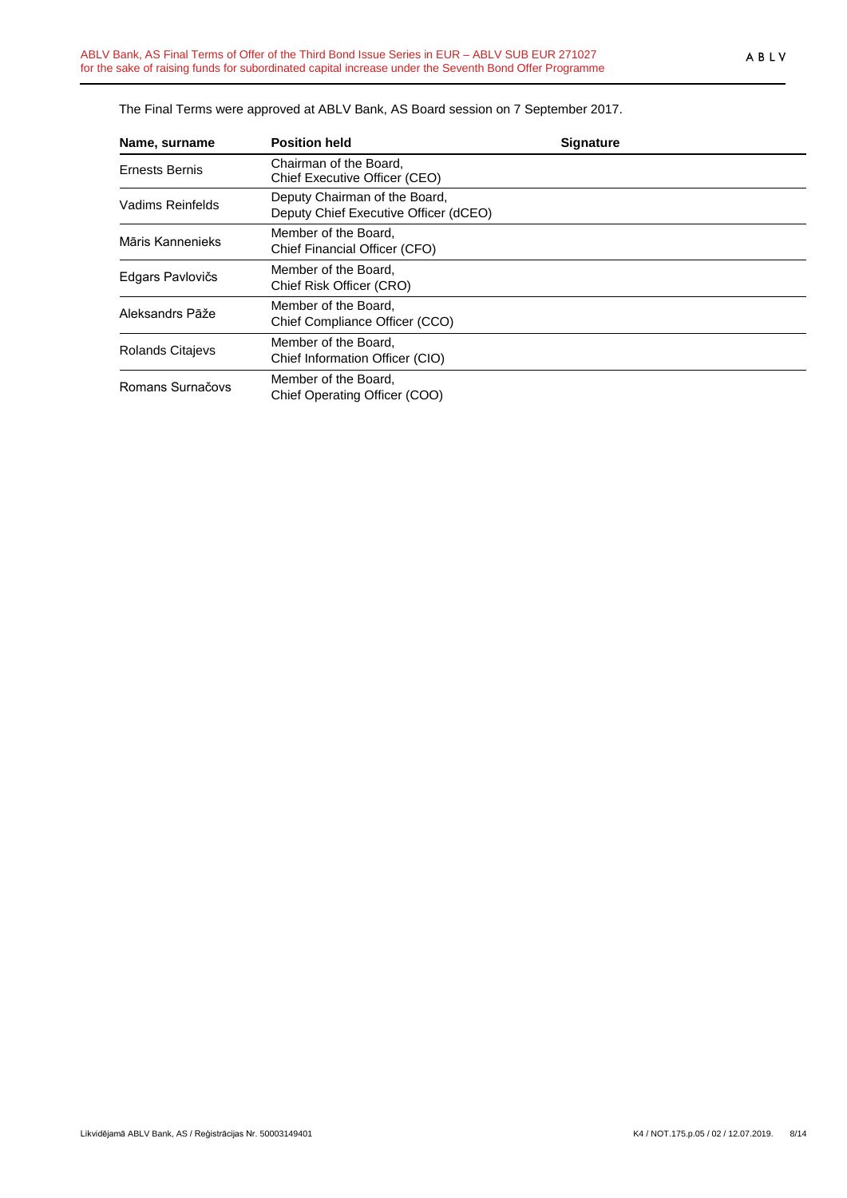The Final Terms were approved at ABLV Bank, AS Board session on 7 September 2017.

| Name, surname | Position held | Signature |
|---|---|---|
| Ernests Bernis | Chairman of the Board, Chief Executive Officer (CEO) | |
| Vadims Reinfelds | Deputy Chairman of the Board, Deputy Chief Executive Officer (dCEO) | |
| Māris Kannenieks | Member of the Board, Chief Financial Officer (CFO) | |
| Edgars Pavlovičs | Member of the Board, Chief Risk Officer (CRO) | |
| Aleksandrs Pāže | Member of the Board, Chief Compliance Officer (CCO) | |
| Rolands Citajevs | Member of the Board, Chief Information Officer (CIO) | |
| Romans Surnačovs | Member of the Board, Chief Operating Officer (COO) | |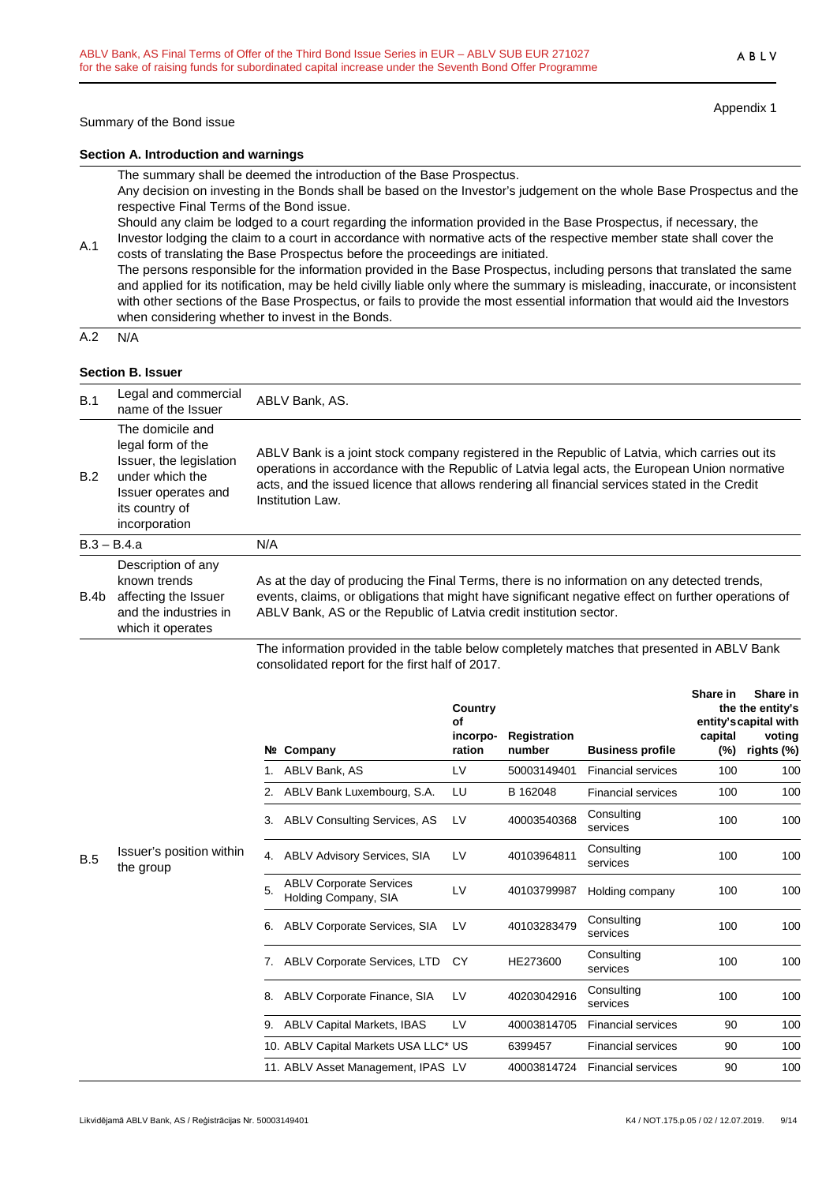Appendix 1

Summary of the Bond issue

### Section A. Introduction and warnings

| | |
|---|---|
| A.1 | The summary shall be deemed the introduction of the Base Prospectus.<br>Any decision on investing in the Bonds shall be based on the Investor's judgement on the whole Base Prospectus and the respective Final Terms of the Bond issue.<br>Should any claim be lodged to a court regarding the information provided in the Base Prospectus, if necessary, the Investor lodging the claim to a court in accordance with normative acts of the respective member state shall cover the costs of translating the Base Prospectus before the proceedings are initiated.<br>The persons responsible for the information provided in the Base Prospectus, including persons that translated the same and applied for its notification, may be held civilly liable only where the summary is misleading, inaccurate, or inconsistent with other sections of the Base Prospectus, or fails to provide the most essential information that would aid the Investors when considering whether to invest in the Bonds. |
| A.2 | N/A |

### Section B. Issuer

| | | |
|---|---|---|
| B.1 | Legal and commercial name of the Issuer | ABLV Bank, AS. |
| B.2 | The domicile and legal form of the Issuer, the legislation under which the Issuer operates and its country of incorporation | ABLV Bank is a joint stock company registered in the Republic of Latvia, which carries out its operations in accordance with the Republic of Latvia legal acts, the European Union normative acts, and the issued licence that allows rendering all financial services stated in the Credit Institution Law. |
| B.3 – B.4.a | | N/A |
| B.4b | Description of any known trends affecting the Issuer and the industries in which it operates | As at the day of producing the Final Terms, there is no information on any detected trends, events, claims, or obligations that might have significant negative effect on further operations of ABLV Bank, AS or the Republic of Latvia credit institution sector. |
| B.5 | Issuer's position within the group | The information provided in the table below completely matches that presented in ABLV Bank consolidated report for the first half of 2017. |

| № | Company | Country of incorporation | Registration number | Business profile | Share in the entity's capital (%) | Share in the entity's capital with voting rights (%) |
|---|---|---|---|---|---|---|
| 1. | ABLV Bank, AS | LV | 50003149401 | Financial services | 100 | 100 |
| 2. | ABLV Bank Luxembourg, S.A. | LU | B 162048 | Financial services | 100 | 100 |
| 3. | ABLV Consulting Services, AS | LV | 40003540368 | Consulting services | 100 | 100 |
| 4. | ABLV Advisory Services, SIA | LV | 40103964811 | Consulting services | 100 | 100 |
| 5. | ABLV Corporate Services Holding Company, SIA | LV | 40103799987 | Holding company | 100 | 100 |
| 6. | ABLV Corporate Services, SIA | LV | 40103283479 | Consulting services | 100 | 100 |
| 7. | ABLV Corporate Services, LTD | CY | HE273600 | Consulting services | 100 | 100 |
| 8. | ABLV Corporate Finance, SIA | LV | 40203042916 | Consulting services | 100 | 100 |
| 9. | ABLV Capital Markets, IBAS | LV | 40003814705 | Financial services | 90 | 100 |
| 10. | ABLV Capital Markets USA LLC* | US | 6399457 | Financial services | 90 | 100 |
| 11. | ABLV Asset Management, IPAS | LV | 40003814724 | Financial services | 90 | 100 |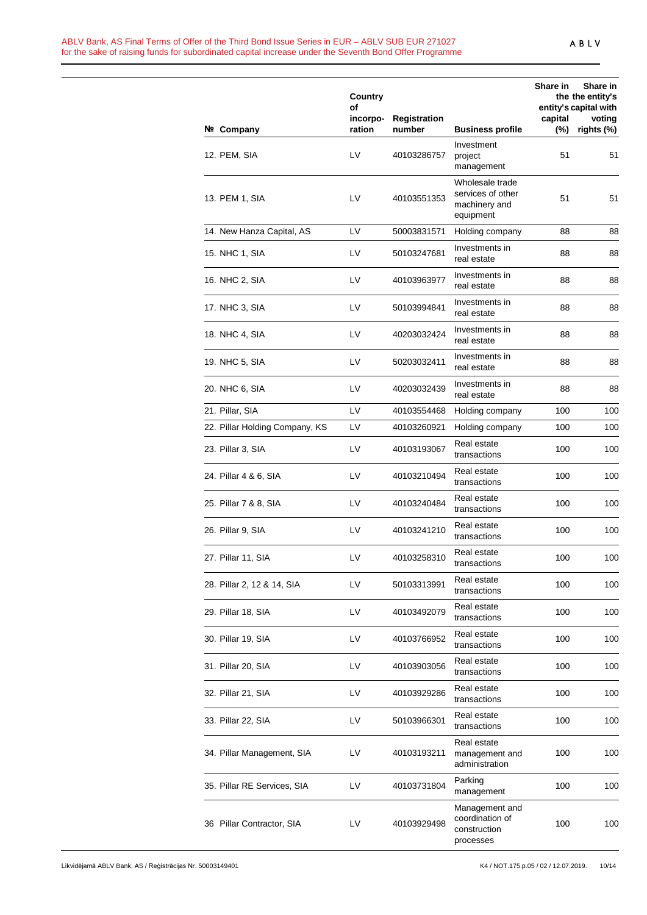| № | Company | Country of incorpo-ration | Registration number | Business profile | Share in the entity's capital (%) | Share in the entity's capital with voting rights (%) |
|---|---|---|---|---|---|---|
| 12. | PEM, SIA | LV | 40103286757 | Investment project management | 51 | 51 |
| 13. | PEM 1, SIA | LV | 40103551353 | Wholesale trade services of other machinery and equipment | 51 | 51 |
| 14. | New Hanza Capital, AS | LV | 50003831571 | Holding company | 88 | 88 |
| 15. | NHC 1, SIA | LV | 50103247681 | Investments in real estate | 88 | 88 |
| 16. | NHC 2, SIA | LV | 40103963977 | Investments in real estate | 88 | 88 |
| 17. | NHC 3, SIA | LV | 50103994841 | Investments in real estate | 88 | 88 |
| 18. | NHC 4, SIA | LV | 40203032424 | Investments in real estate | 88 | 88 |
| 19. | NHC 5, SIA | LV | 50203032411 | Investments in real estate | 88 | 88 |
| 20. | NHC 6, SIA | LV | 40203032439 | Investments in real estate | 88 | 88 |
| 21. | Pillar, SIA | LV | 40103554468 | Holding company | 100 | 100 |
| 22. | Pillar Holding Company, KS | LV | 40103260921 | Holding company | 100 | 100 |
| 23. | Pillar 3, SIA | LV | 40103193067 | Real estate transactions | 100 | 100 |
| 24. | Pillar 4 & 6, SIA | LV | 40103210494 | Real estate transactions | 100 | 100 |
| 25. | Pillar 7 & 8, SIA | LV | 40103240484 | Real estate transactions | 100 | 100 |
| 26. | Pillar 9, SIA | LV | 40103241210 | Real estate transactions | 100 | 100 |
| 27. | Pillar 11, SIA | LV | 40103258310 | Real estate transactions | 100 | 100 |
| 28. | Pillar 2, 12 & 14, SIA | LV | 50103313991 | Real estate transactions | 100 | 100 |
| 29. | Pillar 18, SIA | LV | 40103492079 | Real estate transactions | 100 | 100 |
| 30. | Pillar 19, SIA | LV | 40103766952 | Real estate transactions | 100 | 100 |
| 31. | Pillar 20, SIA | LV | 40103903056 | Real estate transactions | 100 | 100 |
| 32. | Pillar 21, SIA | LV | 40103929286 | Real estate transactions | 100 | 100 |
| 33. | Pillar 22, SIA | LV | 50103966301 | Real estate transactions | 100 | 100 |
| 34. | Pillar Management, SIA | LV | 40103193211 | Real estate management and administration | 100 | 100 |
| 35. | Pillar RE Services, SIA | LV | 40103731804 | Parking management | 100 | 100 |
| 36 | Pillar Contractor, SIA | LV | 40103929498 | Management and coordination of construction processes | 100 | 100 |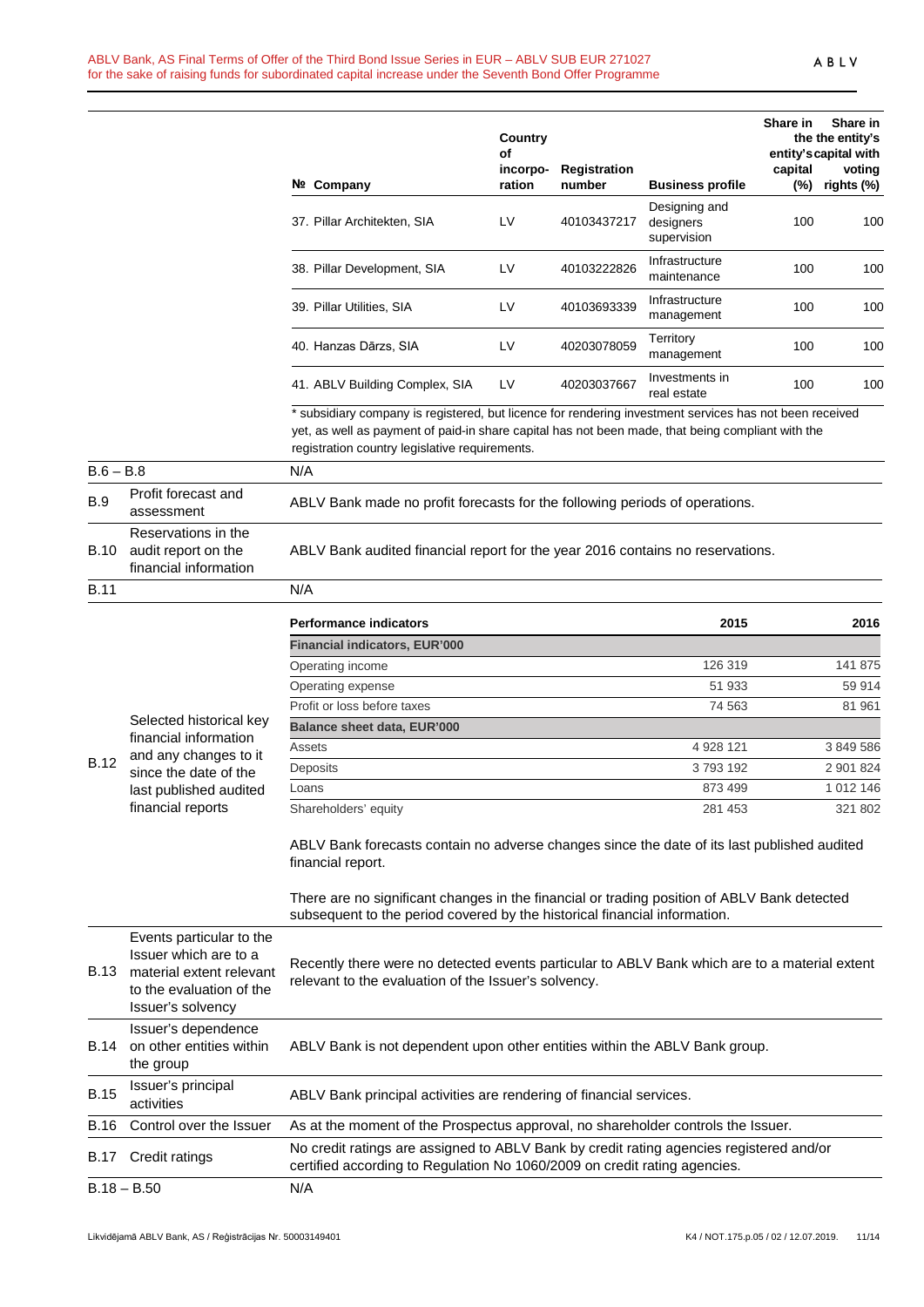| | | № Company | Country of incorpo-ration | Registration number | Business profile | Share in the entity's capital (%) | Share in the entity's capital with voting rights (%) |
|---|---|---|---|---|---|---|---|
| | | 37. Pillar Architekten, SIA | LV | 40103437217 | Designing and designers supervision | 100 | 100 |
| | | 38. Pillar Development, SIA | LV | 40103222826 | Infrastructure maintenance | 100 | 100 |
| | | 39. Pillar Utilities, SIA | LV | 40103693339 | Infrastructure management | 100 | 100 |
| | | 40. Hanzas Dārzs, SIA | LV | 40203078059 | Territory management | 100 | 100 |
| | | 41. ABLV Building Complex, SIA | LV | 40203037667 | Investments in real estate | 100 | 100 |

* subsidiary company is registered, but licence for rendering investment services has not been received yet, as well as payment of paid-in share capital has not been made, that being compliant with the registration country legislative requirements.

| | | |
|---|---|---|
| B.6 – B.8 | | N/A |
| B.9 | Profit forecast and assessment | ABLV Bank made no profit forecasts for the following periods of operations. |
| B.10 | Reservations in the audit report on the financial information | ABLV Bank audited financial report for the year 2016 contains no reservations. |
| B.11 | | N/A |

**B.12 Selected historical key financial information and any changes to it since the date of the last published audited financial reports**

| Performance indicators | 2015 | 2016 |
|---|---|---|
| **Financial indicators, EUR'000** | | |
| Operating income | 126 319 | 141 875 |
| Operating expense | 51 933 | 59 914 |
| Profit or loss before taxes | 74 563 | 81 961 |
| **Balance sheet data, EUR'000** | | |
| Assets | 4 928 121 | 3 849 586 |
| Deposits | 3 793 192 | 2 901 824 |
| Loans | 873 499 | 1 012 146 |
| Shareholders' equity | 281 453 | 321 802 |

ABLV Bank forecasts contain no adverse changes since the date of its last published audited financial report.

There are no significant changes in the financial or trading position of ABLV Bank detected subsequent to the period covered by the historical financial information.

| | | |
|---|---|---|
| B.13 | Events particular to the Issuer which are to a material extent relevant to the evaluation of the Issuer's solvency | Recently there were no detected events particular to ABLV Bank which are to a material extent relevant to the evaluation of the Issuer's solvency. |
| B.14 | Issuer's dependence on other entities within the group | ABLV Bank is not dependent upon other entities within the ABLV Bank group. |
| B.15 | Issuer's principal activities | ABLV Bank principal activities are rendering of financial services. |
| B.16 | Control over the Issuer | As at the moment of the Prospectus approval, no shareholder controls the Issuer. |
| B.17 | Credit ratings | No credit ratings are assigned to ABLV Bank by credit rating agencies registered and/or certified according to Regulation No 1060/2009 on credit rating agencies. |
| B.18 – B.50 | | N/A |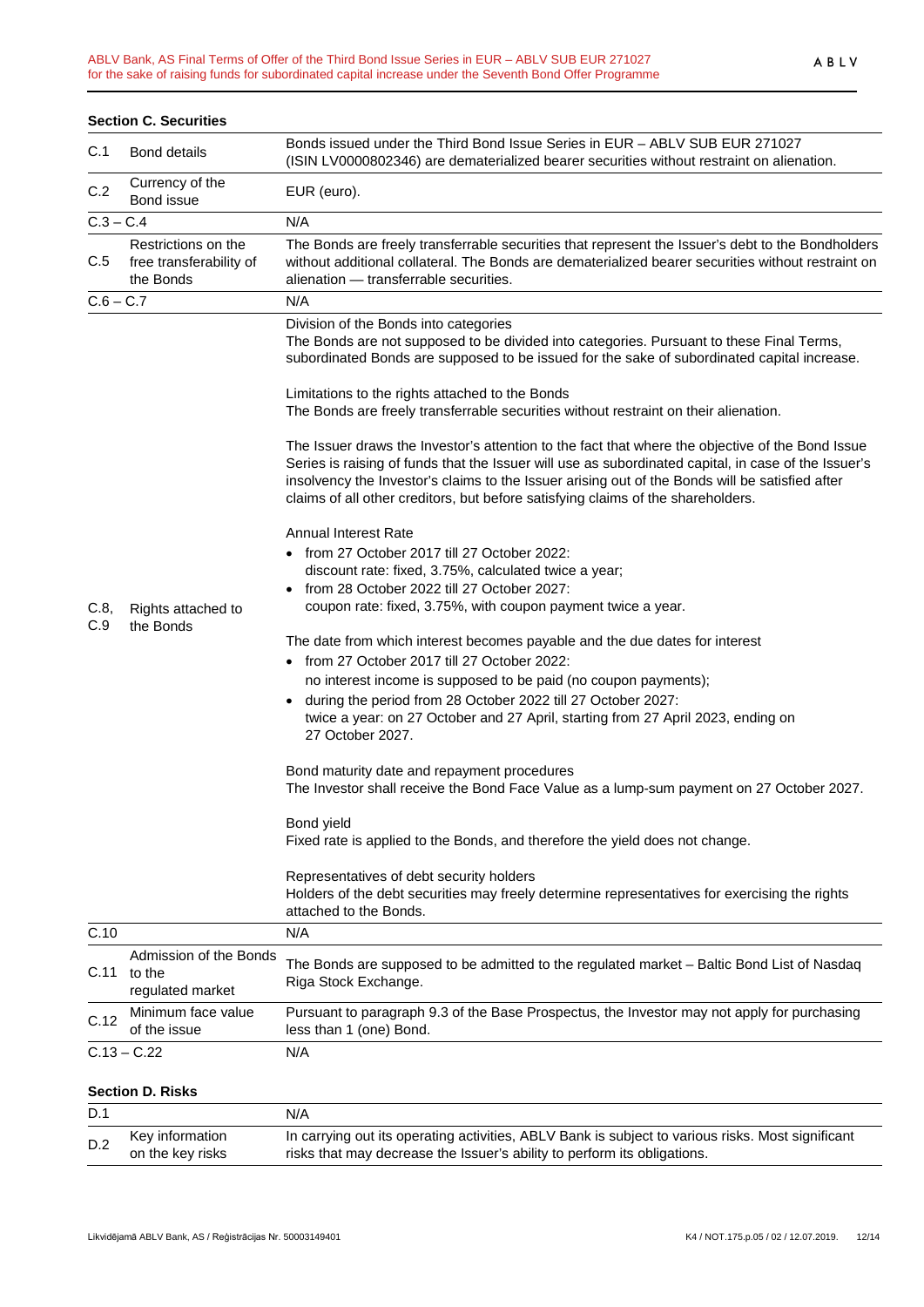### Section C. Securities

| | | |
|---|---|---|
| C.1 | Bond details | Bonds issued under the Third Bond Issue Series in EUR – ABLV SUB EUR 271027 (ISIN LV0000802346) are dematerialized bearer securities without restraint on alienation. |
| C.2 | Currency of the Bond issue | EUR (euro). |
| C.3 – C.4 | | N/A |
| C.5 | Restrictions on the free transferability of the Bonds | The Bonds are freely transferrable securities that represent the Issuer's debt to the Bondholders without additional collateral. The Bonds are dematerialized bearer securities without restraint on alienation — transferrable securities. |
| C.6 – C.7 | | N/A |
| C.8, C.9 | Rights attached to the Bonds | Division of the Bonds into categories<br>The Bonds are not supposed to be divided into categories. Pursuant to these Final Terms, subordinated Bonds are supposed to be issued for the sake of subordinated capital increase.<br><br>Limitations to the rights attached to the Bonds<br>The Bonds are freely transferrable securities without restraint on their alienation.<br><br>The Issuer draws the Investor's attention to the fact that where the objective of the Bond Issue Series is raising of funds that the Issuer will use as subordinated capital, in case of the Issuer's insolvency the Investor's claims to the Issuer arising out of the Bonds will be satisfied after claims of all other creditors, but before satisfying claims of the shareholders.<br><br>Annual Interest Rate<br>• from 27 October 2017 till 27 October 2022: discount rate: fixed, 3.75%, calculated twice a year;<br>• from 28 October 2022 till 27 October 2027: coupon rate: fixed, 3.75%, with coupon payment twice a year.<br><br>The date from which interest becomes payable and the due dates for interest<br>• from 27 October 2017 till 27 October 2022: no interest income is supposed to be paid (no coupon payments);<br>• during the period from 28 October 2022 till 27 October 2027: twice a year: on 27 October and 27 April, starting from 27 April 2023, ending on 27 October 2027.<br><br>Bond maturity date and repayment procedures<br>The Investor shall receive the Bond Face Value as a lump-sum payment on 27 October 2027.<br><br>Bond yield<br>Fixed rate is applied to the Bonds, and therefore the yield does not change.<br><br>Representatives of debt security holders<br>Holders of the debt securities may freely determine representatives for exercising the rights attached to the Bonds. |
| C.10 | | N/A |
| C.11 | Admission of the Bonds to the regulated market | The Bonds are supposed to be admitted to the regulated market – Baltic Bond List of Nasdaq Riga Stock Exchange. |
| C.12 | Minimum face value of the issue | Pursuant to paragraph 9.3 of the Base Prospectus, the Investor may not apply for purchasing less than 1 (one) Bond. |
| C.13 – C.22 | | N/A |

### Section D. Risks

| | | |
|---|---|---|
| D.1 | | N/A |
| D.2 | Key information on the key risks | In carrying out its operating activities, ABLV Bank is subject to various risks. Most significant risks that may decrease the Issuer's ability to perform its obligations. |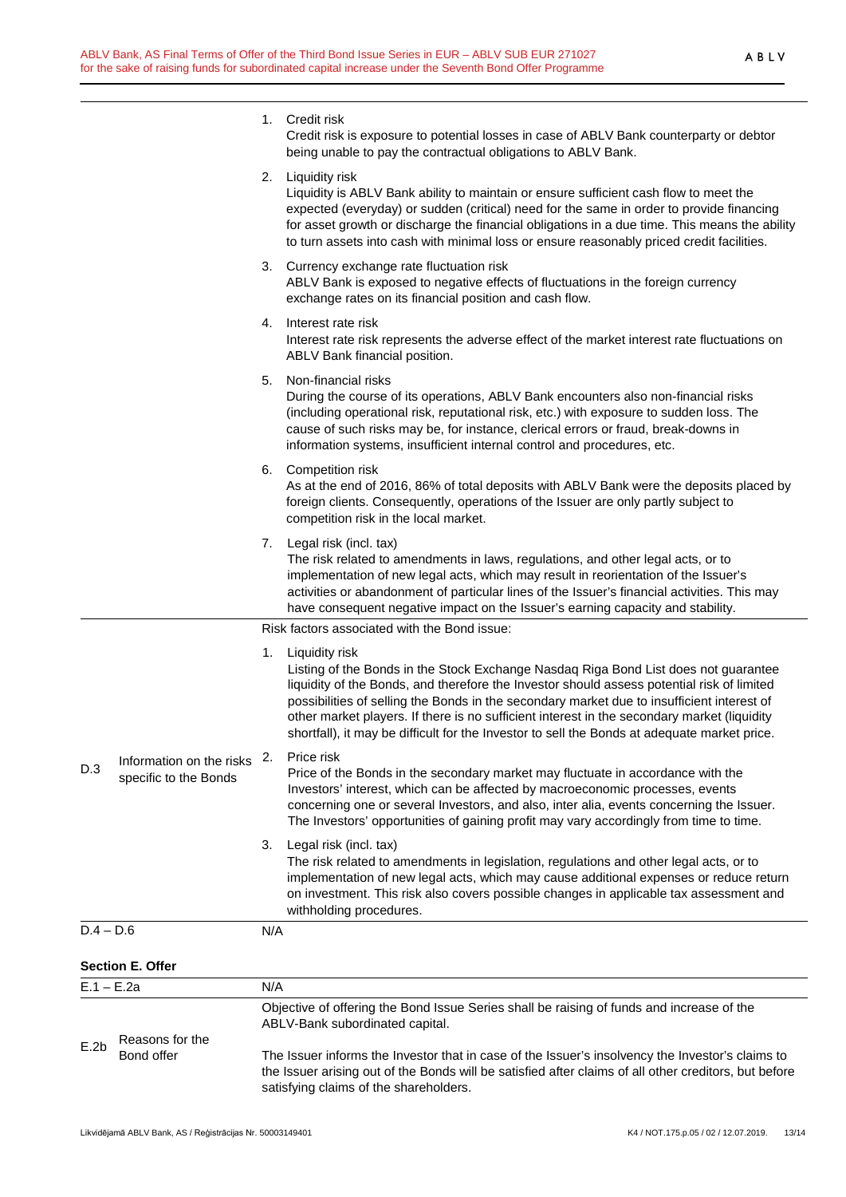| | | |
|---|---|---|
| | | 1. Credit risk<br>Credit risk is exposure to potential losses in case of ABLV Bank counterparty or debtor being unable to pay the contractual obligations to ABLV Bank.<br><br>2. Liquidity risk<br>Liquidity is ABLV Bank ability to maintain or ensure sufficient cash flow to meet the expected (everyday) or sudden (critical) need for the same in order to provide financing for asset growth or discharge the financial obligations in a due time. This means the ability to turn assets into cash with minimal loss or ensure reasonably priced credit facilities.<br><br>3. Currency exchange rate fluctuation risk<br>ABLV Bank is exposed to negative effects of fluctuations in the foreign currency exchange rates on its financial position and cash flow.<br><br>4. Interest rate risk<br>Interest rate risk represents the adverse effect of the market interest rate fluctuations on ABLV Bank financial position.<br><br>5. Non-financial risks<br>During the course of its operations, ABLV Bank encounters also non-financial risks (including operational risk, reputational risk, etc.) with exposure to sudden loss. The cause of such risks may be, for instance, clerical errors or fraud, break-downs in information systems, insufficient internal control and procedures, etc.<br><br>6. Competition risk<br>As at the end of 2016, 86% of total deposits with ABLV Bank were the deposits placed by foreign clients. Consequently, operations of the Issuer are only partly subject to competition risk in the local market.<br><br>7. Legal risk (incl. tax)<br>The risk related to amendments in laws, regulations, and other legal acts, or to implementation of new legal acts, which may result in reorientation of the Issuer's activities or abandonment of particular lines of the Issuer's financial activities. This may have consequent negative impact on the Issuer's earning capacity and stability. |
| D.3 | Information on the risks specific to the Bonds | Risk factors associated with the Bond issue:<br><br>1. Liquidity risk<br>Listing of the Bonds in the Stock Exchange Nasdaq Riga Bond List does not guarantee liquidity of the Bonds, and therefore the Investor should assess potential risk of limited possibilities of selling the Bonds in the secondary market due to insufficient interest of other market players. If there is no sufficient interest in the secondary market (liquidity shortfall), it may be difficult for the Investor to sell the Bonds at adequate market price.<br><br>2. Price risk<br>Price of the Bonds in the secondary market may fluctuate in accordance with the Investors' interest, which can be affected by macroeconomic processes, events concerning one or several Investors, and also, inter alia, events concerning the Issuer. The Investors' opportunities of gaining profit may vary accordingly from time to time.<br><br>3. Legal risk (incl. tax)<br>The risk related to amendments in legislation, regulations and other legal acts, or to implementation of new legal acts, which may cause additional expenses or reduce return on investment. This risk also covers possible changes in applicable tax assessment and withholding procedures. |
| D.4 – D.6 | | N/A |

**Section E. Offer**

| | | |
|---|---|---|
| E.1 – E.2a | | N/A |
| E.2b | Reasons for the Bond offer | Objective of offering the Bond Issue Series shall be raising of funds and increase of the ABLV-Bank subordinated capital.<br><br>The Issuer informs the Investor that in case of the Issuer's insolvency the Investor's claims to the Issuer arising out of the Bonds will be satisfied after claims of all other creditors, but before satisfying claims of the shareholders. |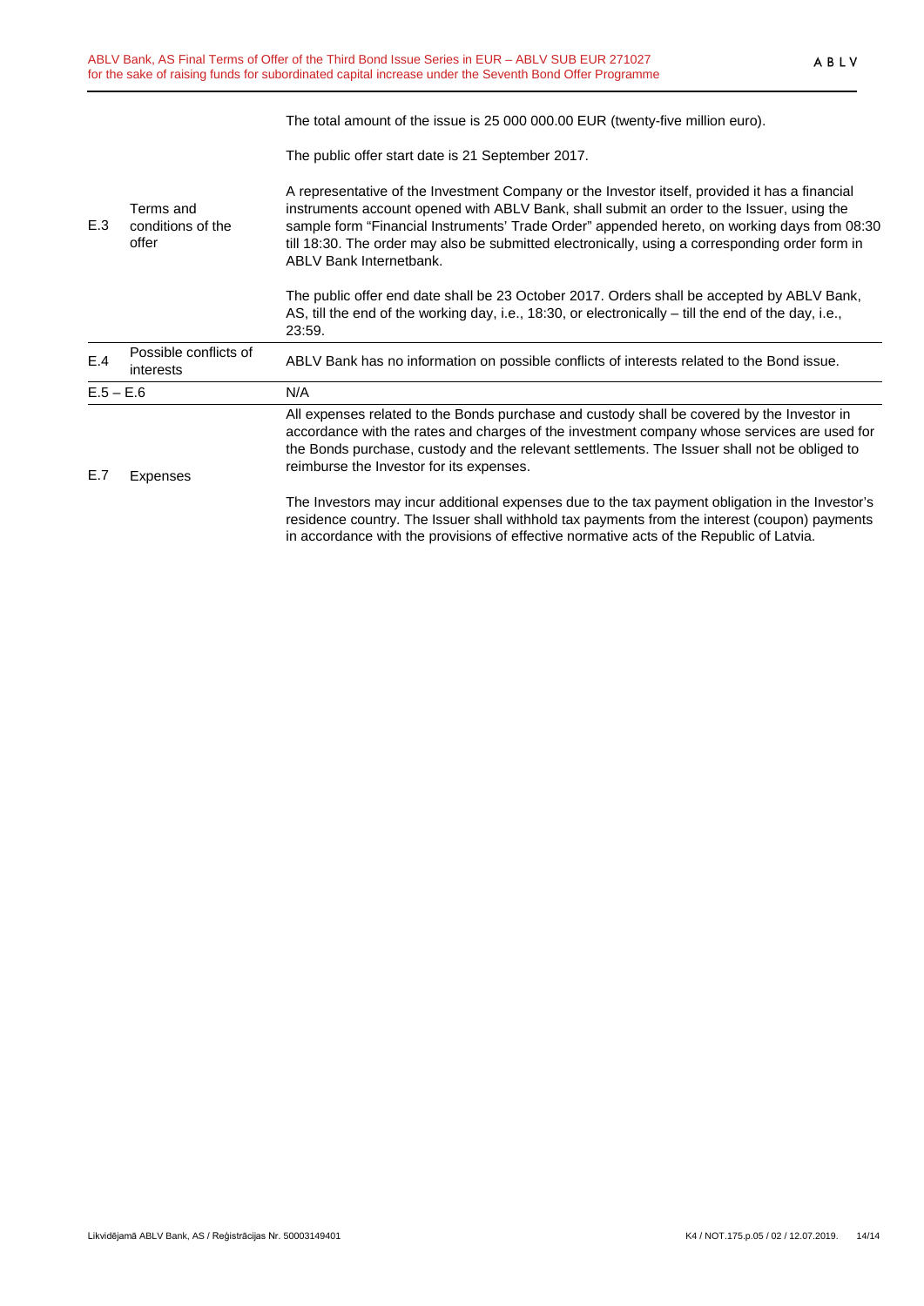| | | |
|---|---|---|
| | | The total amount of the issue is 25 000 000.00 EUR (twenty-five million euro).<br><br>The public offer start date is 21 September 2017. |
| E.3 | Terms and conditions of the offer | A representative of the Investment Company or the Investor itself, provided it has a financial instruments account opened with ABLV Bank, shall submit an order to the Issuer, using the sample form "Financial Instruments' Trade Order" appended hereto, on working days from 08:30 till 18:30. The order may also be submitted electronically, using a corresponding order form in ABLV Bank Internetbank.<br><br>The public offer end date shall be 23 October 2017. Orders shall be accepted by ABLV Bank, AS, till the end of the working day, i.e., 18:30, or electronically – till the end of the day, i.e., 23:59. |
| E.4 | Possible conflicts of interests | ABLV Bank has no information on possible conflicts of interests related to the Bond issue. |
| E.5 – E.6 | | N/A |
| E.7 | Expenses | All expenses related to the Bonds purchase and custody shall be covered by the Investor in accordance with the rates and charges of the investment company whose services are used for the Bonds purchase, custody and the relevant settlements. The Issuer shall not be obliged to reimburse the Investor for its expenses.<br><br>The Investors may incur additional expenses due to the tax payment obligation in the Investor's residence country. The Issuer shall withhold tax payments from the interest (coupon) payments in accordance with the provisions of effective normative acts of the Republic of Latvia. |